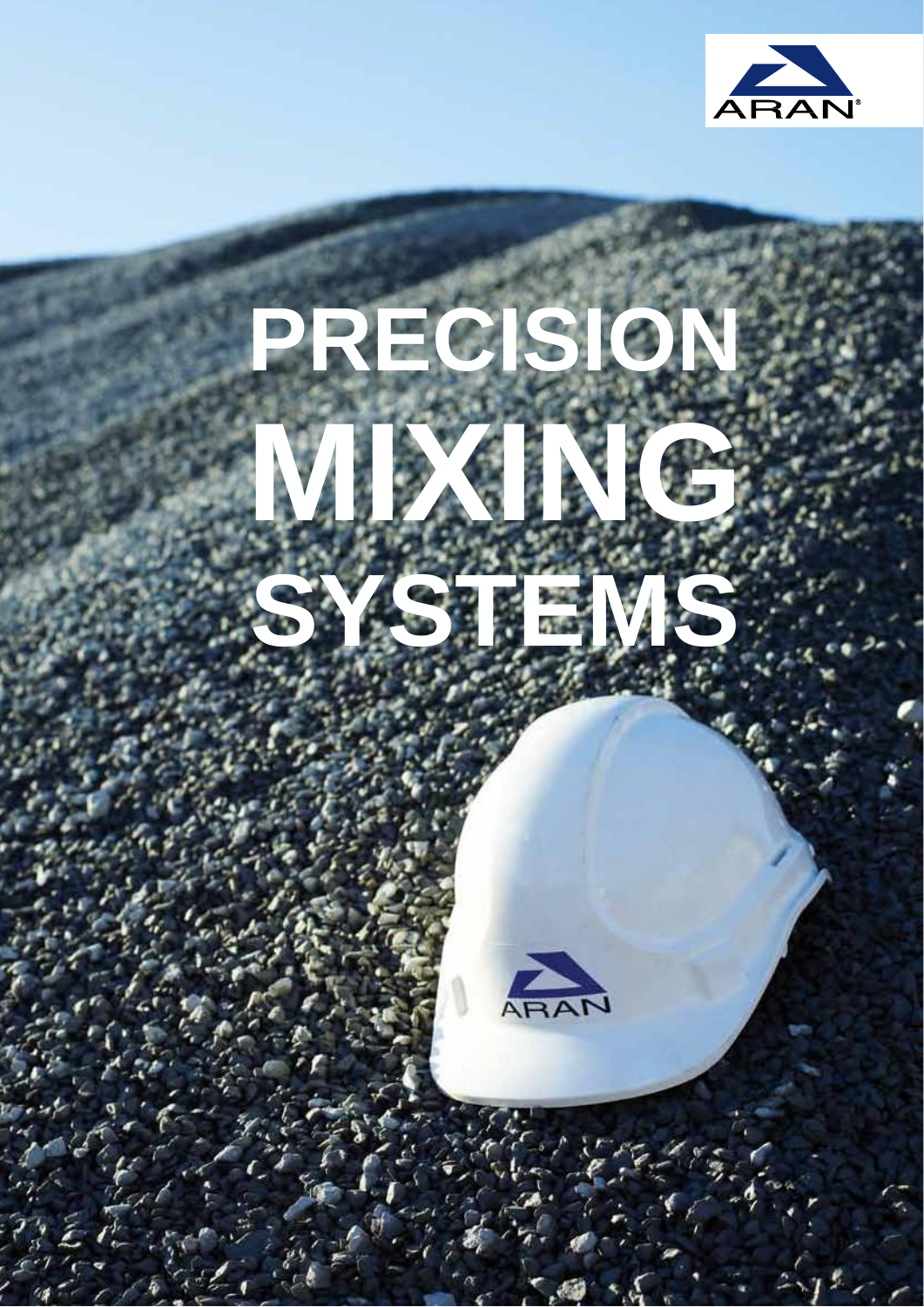ARAN®

# PRECISION MIXING SYSTEMS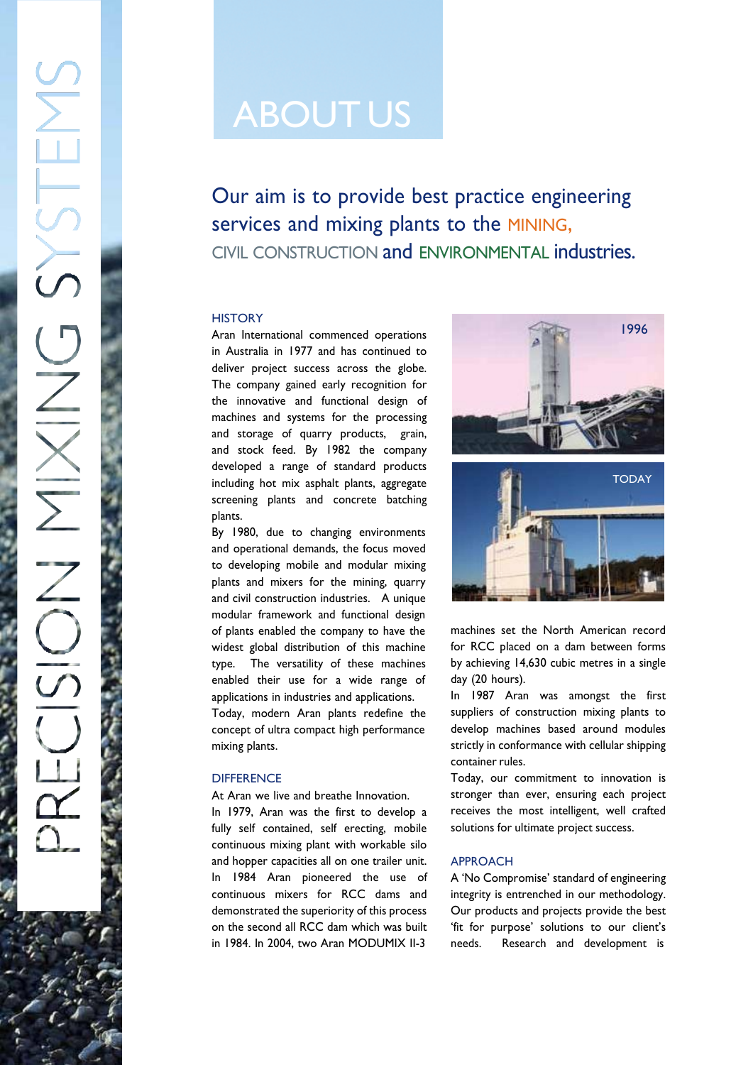# ABOUT US

## Our aim is to provide best practice engineering services and mixing plants to the MINING, CIVIL CONSTRUCTION and ENVIRONMENTAL industries.

### HISTORY

Aran International commenced operations in Australia in 1977 and has continued to deliver project success across the globe. The company gained early recognition for the innovative and functional design of machines and systems for the processing and storage of quarry products, grain, and stock feed. By 1982 the company developed a range of standard products including hot mix asphalt plants, aggregate screening plants and concrete batching plants.

By 1980, due to changing environments and operational demands, the focus moved to developing mobile and modular mixing plants and mixers for the mining, quarry and civil construction industries. A unique modular framework and functional design of plants enabled the company to have the widest global distribution of this machine type. The versatility of these machines enabled their use for a wide range of applications in industries and applications.

Today, modern Aran plants redefine the concept of ultra compact high performance mixing plants.

1996

TODAY

### DIFFERENCE

At Aran we live and breathe Innovation.

In 1979, Aran was the first to develop a fully self contained, self erecting, mobile continuous mixing plant with workable silo and hopper capacities all on one trailer unit.

In 1984 Aran pioneered the use of continuous mixers for RCC dams and demonstrated the superiority of this process on the second all RCC dam which was built in 1984. In 2004, two Aran MODUMIX II-3 machines set the North American record for RCC placed on a dam between forms by achieving 14,630 cubic metres in a single day (20 hours).

In 1987 Aran was amongst the first suppliers of construction mixing plants to develop machines based around modules strictly in conformance with cellular shipping container rules.

Today, our commitment to innovation is stronger than ever, ensuring each project receives the most intelligent, well crafted solutions for ultimate project success.

### APPROACH

A 'No Compromise' standard of engineering integrity is entrenched in our methodology. Our products and projects provide the best 'fit for purpose' solutions to our client's needs. Research and development is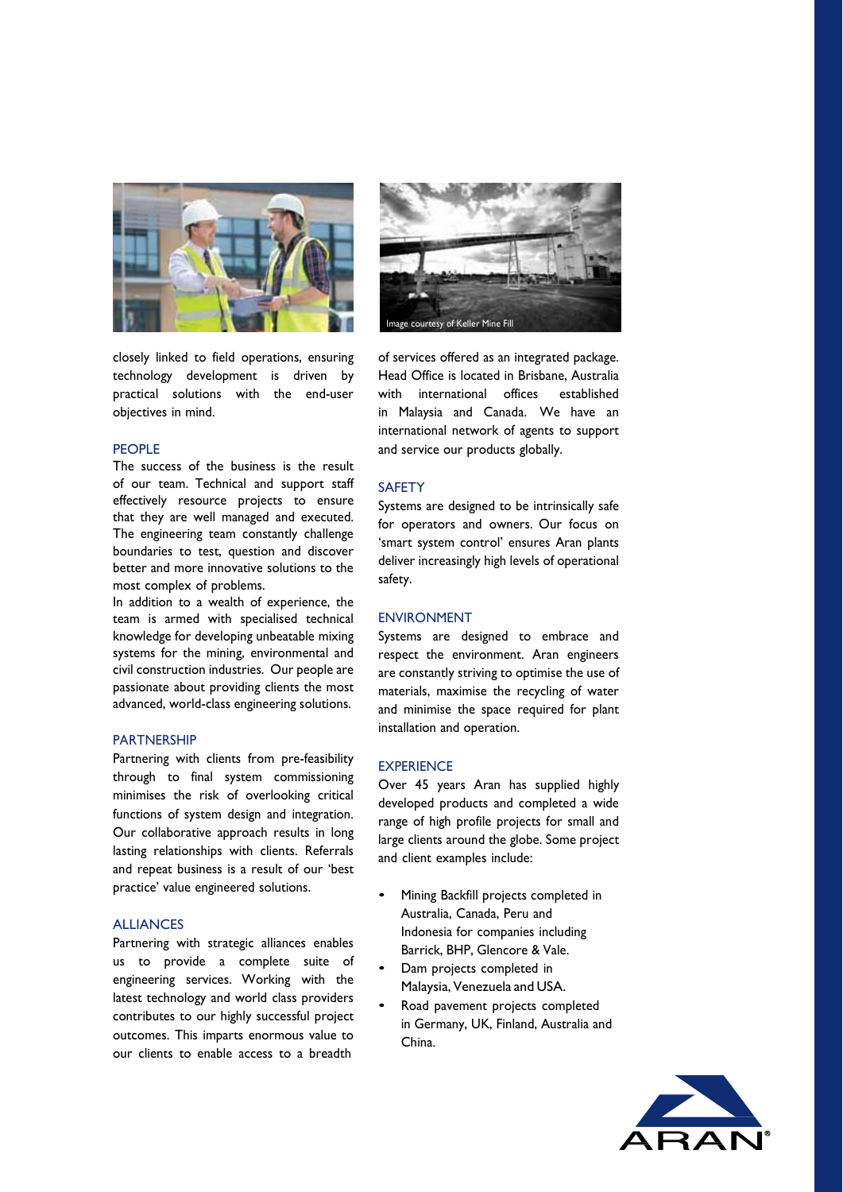closely linked to field operations, ensuring technology development is driven by practical solutions with the end-user objectives in mind.

## PEOPLE

The success of the business is the result of our team. Technical and support staff effectively resource projects to ensure that they are well managed and executed. The engineering team constantly challenge boundaries to test, question and discover better and more innovative solutions to the most complex of problems.

In addition to a wealth of experience, the team is armed with specialised technical knowledge for developing unbeatable mixing systems for the mining, environmental and civil construction industries. Our people are passionate about providing clients the most advanced, world-class engineering solutions.

## PARTNERSHIP

Partnering with clients from pre-feasibility through to final system commissioning minimises the risk of overlooking critical functions of system design and integration. Our collaborative approach results in long lasting relationships with clients. Referrals and repeat business is a result of our 'best practice' value engineered solutions.

## ALLIANCES

Partnering with strategic alliances enables us to provide a complete suite of engineering services. Working with the latest technology and world class providers contributes to our highly successful project outcomes. This imparts enormous value to our clients to enable access to a breadth of services offered as an integrated package. Head Office is located in Brisbane, Australia with international offices established in Malaysia and Canada. We have an international network of agents to support and service our products globally.

Image courtesy of Keller Mine Fill

## SAFETY

Systems are designed to be intrinsically safe for operators and owners. Our focus on 'smart system control' ensures Aran plants deliver increasingly high levels of operational safety.

## ENVIRONMENT

Systems are designed to embrace and respect the environment. Aran engineers are constantly striving to optimise the use of materials, maximise the recycling of water and minimise the space required for plant installation and operation.

## EXPERIENCE

Over 45 years Aran has supplied highly developed products and completed a wide range of high profile projects for small and large clients around the globe. Some project and client examples include:

- Mining Backfill projects completed in Australia, Canada, Peru and Indonesia for companies including Barrick, BHP, Glencore & Vale.
- Dam projects completed in Malaysia, Venezuela and USA.
- Road pavement projects completed in Germany, UK, Finland, Australia and China.

ARAN®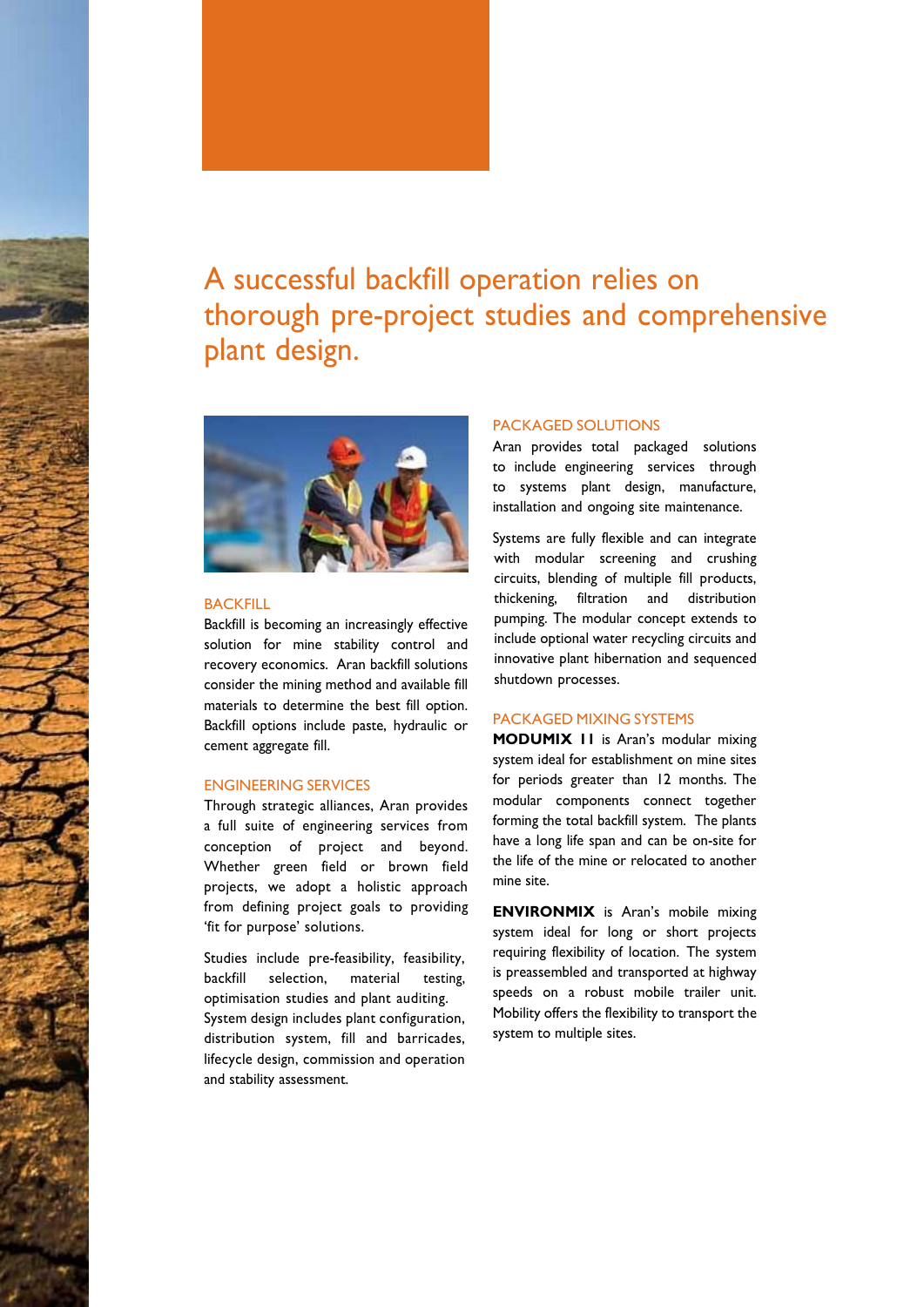## A successful backfill operation relies on thorough pre-project studies and comprehensive plant design.

### BACKFILL

Backfill is becoming an increasingly effective solution for mine stability control and recovery economics. Aran backfill solutions consider the mining method and available fill materials to determine the best fill option. Backfill options include paste, hydraulic or cement aggregate fill.

### ENGINEERING SERVICES

Through strategic alliances, Aran provides a full suite of engineering services from conception of project and beyond. Whether green field or brown field projects, we adopt a holistic approach from defining project goals to providing 'fit for purpose' solutions.

Studies include pre-feasibility, feasibility, backfill selection, material testing, optimisation studies and plant auditing. System design includes plant configuration, distribution system, fill and barricades, lifecycle design, commission and operation and stability assessment.

### PACKAGED SOLUTIONS

Aran provides total packaged solutions to include engineering services through to systems plant design, manufacture, installation and ongoing site maintenance.

Systems are fully flexible and can integrate with modular screening and crushing circuits, blending of multiple fill products, thickening, filtration and distribution pumping. The modular concept extends to include optional water recycling circuits and innovative plant hibernation and sequenced shutdown processes.

### PACKAGED MIXING SYSTEMS

**MODUMIX 11** is Aran's modular mixing system ideal for establishment on mine sites for periods greater than 12 months. The modular components connect together forming the total backfill system. The plants have a long life span and can be on-site for the life of the mine or relocated to another mine site.

**ENVIRONMIX** is Aran's mobile mixing system ideal for long or short projects requiring flexibility of location. The system is preassembled and transported at highway speeds on a robust mobile trailer unit. Mobility offers the flexibility to transport the system to multiple sites.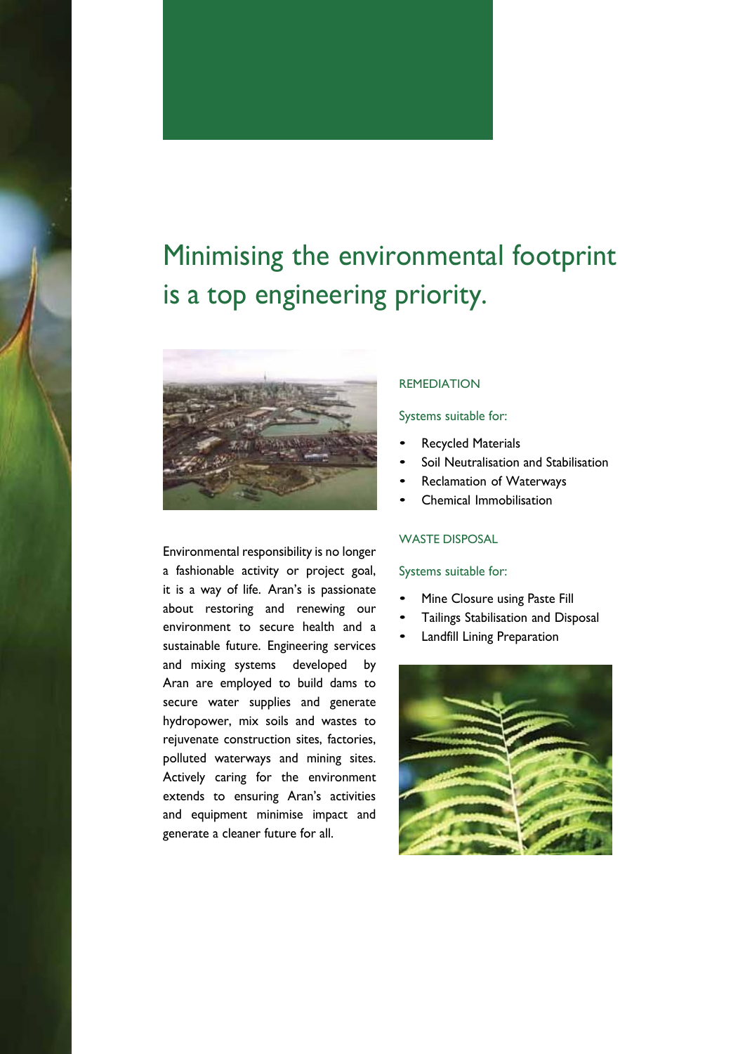# Minimising the environmental footprint is a top engineering priority.

Environmental responsibility is no longer a fashionable activity or project goal, it is a way of life. Aran's is passionate about restoring and renewing our environment to secure health and a sustainable future. Engineering services and mixing systems developed by Aran are employed to build dams to secure water supplies and generate hydropower, mix soils and wastes to rejuvenate construction sites, factories, polluted waterways and mining sites. Actively caring for the environment extends to ensuring Aran's activities and equipment minimise impact and generate a cleaner future for all.

### REMEDIATION

Systems suitable for:

- Recycled Materials
- Soil Neutralisation and Stabilisation
- Reclamation of Waterways
- Chemical Immobilisation

### WASTE DISPOSAL

Systems suitable for:

- Mine Closure using Paste Fill
- Tailings Stabilisation and Disposal
- Landfill Lining Preparation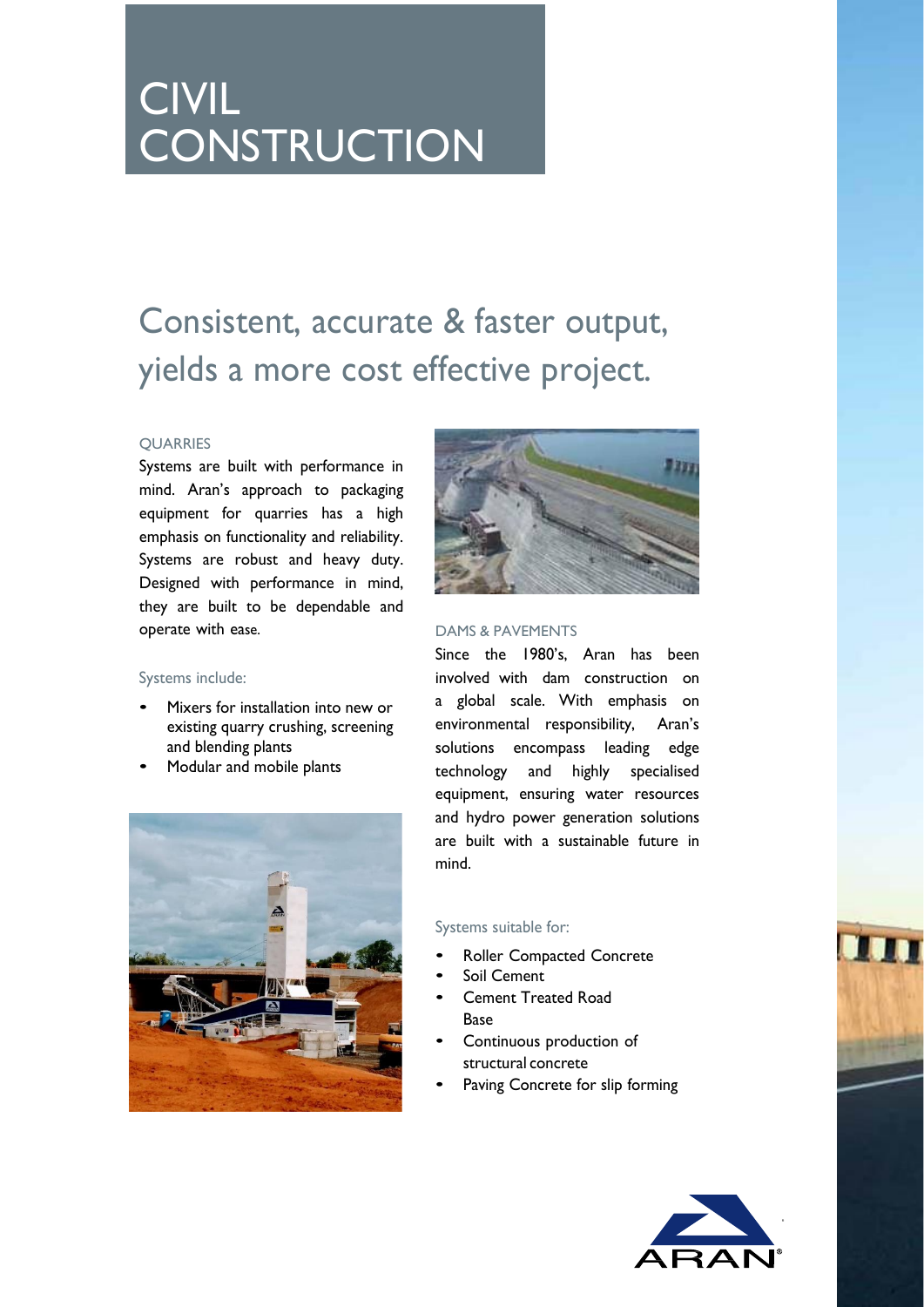# CIVIL CONSTRUCTION

## Consistent, accurate & faster output, yields a more cost effective project.

### QUARRIES

Systems are built with performance in mind. Aran's approach to packaging equipment for quarries has a high emphasis on functionality and reliability. Systems are robust and heavy duty. Designed with performance in mind, they are built to be dependable and operate with ease.

Systems include:

- Mixers for installation into new or existing quarry crushing, screening and blending plants
- Modular and mobile plants

### DAMS & PAVEMENTS

Since the 1980's, Aran has been involved with dam construction on a global scale. With emphasis on environmental responsibility, Aran's solutions encompass leading edge technology and highly specialised equipment, ensuring water resources and hydro power generation solutions are built with a sustainable future in mind.

Systems suitable for:

- Roller Compacted Concrete
- Soil Cement
- Cement Treated Road Base
- Continuous production of structural concrete
- Paving Concrete for slip forming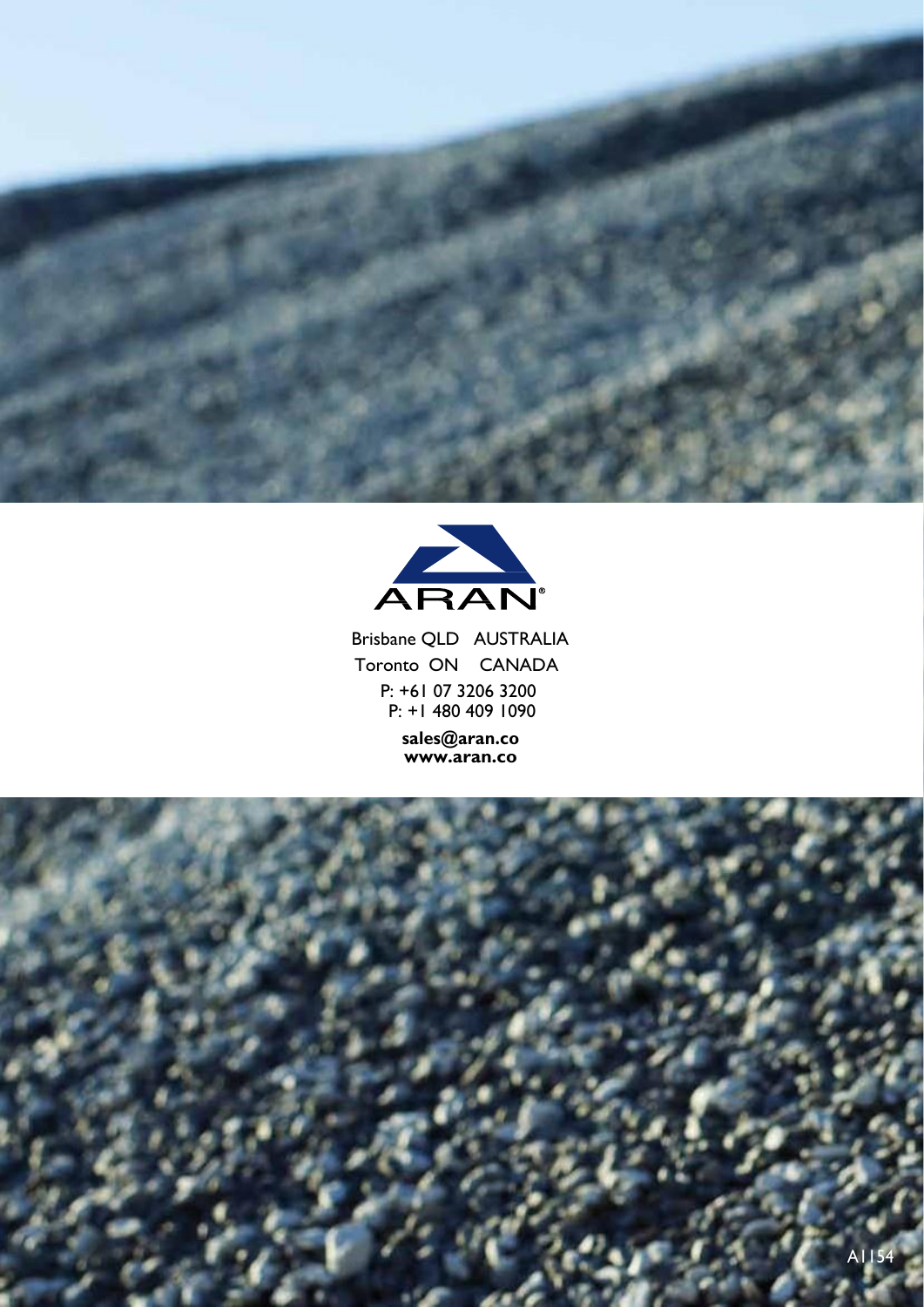ARAN®

Brisbane QLD AUSTRALIA
Toronto ON CANADA

P: +61 07 3206 3200
P: +1 480 409 1090

**sales@aran.co**
**www.aran.co**

A1154